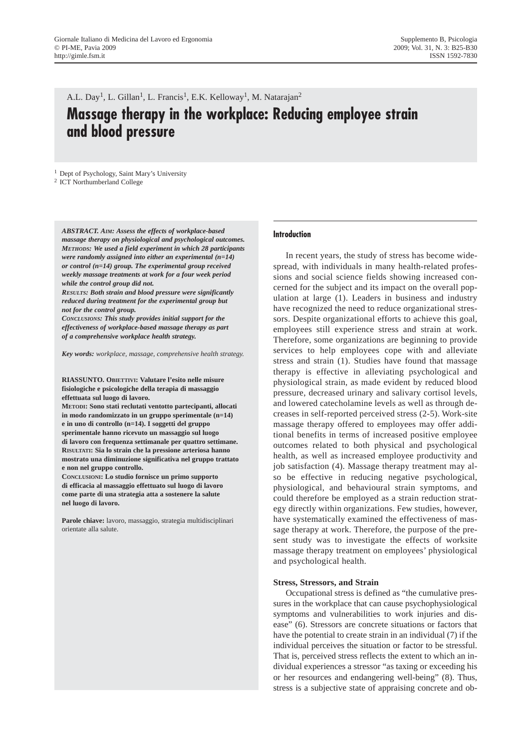A.L. Day[1], L. Gillan[1], L. Francis[1], E.K. Kelloway[1], M. Natarajan[2]

# Massage therapy in the workplace: Reducing employee strain and blood pressure

[1] Dept of Psychology, Saint Mary's University

[2] ICT Northumberland College

***ABSTRACT. Aim:** Assess the effects of workplace-based massage therapy on physiological and psychological outcomes.*
***Methods:** We used a field experiment in which 28 participants were randomly assigned into either an experimental (n=14) or control (n=14) group. The experimental group received weekly massage treatments at work for a four week period while the control group did not.*
***Results:** Both strain and blood pressure were significantly reduced during treatment for the experimental group but not for the control group.*
***Conclusions:** This study provides initial support for the effectiveness of workplace-based massage therapy as part of a comprehensive workplace health strategy.*

***Key words:** workplace, massage, comprehensive health strategy.*

**RIASSUNTO. Obiettivi: Valutare l'esito nelle misure fisiologiche e psicologiche della terapia di massaggio effettuata sul luogo di lavoro.**
**Metodi: Sono stati reclutati ventotto partecipanti, allocati in modo randomizzato in un gruppo sperimentale (n=14) e in uno di controllo (n=14). I soggetti del gruppo sperimentale hanno ricevuto un massaggio sul luogo di lavoro con frequenza settimanale per quattro settimane.**
**Risultati: Sia lo strain che la pressione arteriosa hanno mostrato una diminuzione significativa nel gruppo trattato e non nel gruppo controllo.**
**Conclusioni: Lo studio fornisce un primo supporto di efficacia al massaggio effettuato sul luogo di lavoro come parte di una strategia atta a sostenere la salute nel luogo di lavoro.**

**Parole chiave:** lavoro, massaggio, strategia multidisciplinari orientate alla salute.

## Introduction

In recent years, the study of stress has become widespread, with individuals in many health-related professions and social science fields showing increased concerned for the subject and its impact on the overall population at large (1). Leaders in business and industry have recognized the need to reduce organizational stressors. Despite organizational efforts to achieve this goal, employees still experience stress and strain at work. Therefore, some organizations are beginning to provide services to help employees cope with and alleviate stress and strain (1). Studies have found that massage therapy is effective in alleviating psychological and physiological strain, as made evident by reduced blood pressure, decreased urinary and salivary cortisol levels, and lowered catecholamine levels as well as through decreases in self-reported perceived stress (2-5). Work-site massage therapy offered to employees may offer additional benefits in terms of increased positive employee outcomes related to both physical and psychological health, as well as increased employee productivity and job satisfaction (4). Massage therapy treatment may also be effective in reducing negative psychological, physiological, and behavioural strain symptoms, and could therefore be employed as a strain reduction strategy directly within organizations. Few studies, however, have systematically examined the effectiveness of massage therapy at work. Therefore, the purpose of the present study was to investigate the effects of worksite massage therapy treatment on employees' physiological and psychological health.

### Stress, Stressors, and Strain

Occupational stress is defined as "the cumulative pressures in the workplace that can cause psychophysiological symptoms and vulnerabilities to work injuries and disease" (6). Stressors are concrete situations or factors that have the potential to create strain in an individual (7) if the individual perceives the situation or factor to be stressful. That is, perceived stress reflects the extent to which an individual experiences a stressor "as taxing or exceeding his or her resources and endangering well-being" (8). Thus, stress is a subjective state of appraising concrete and ob-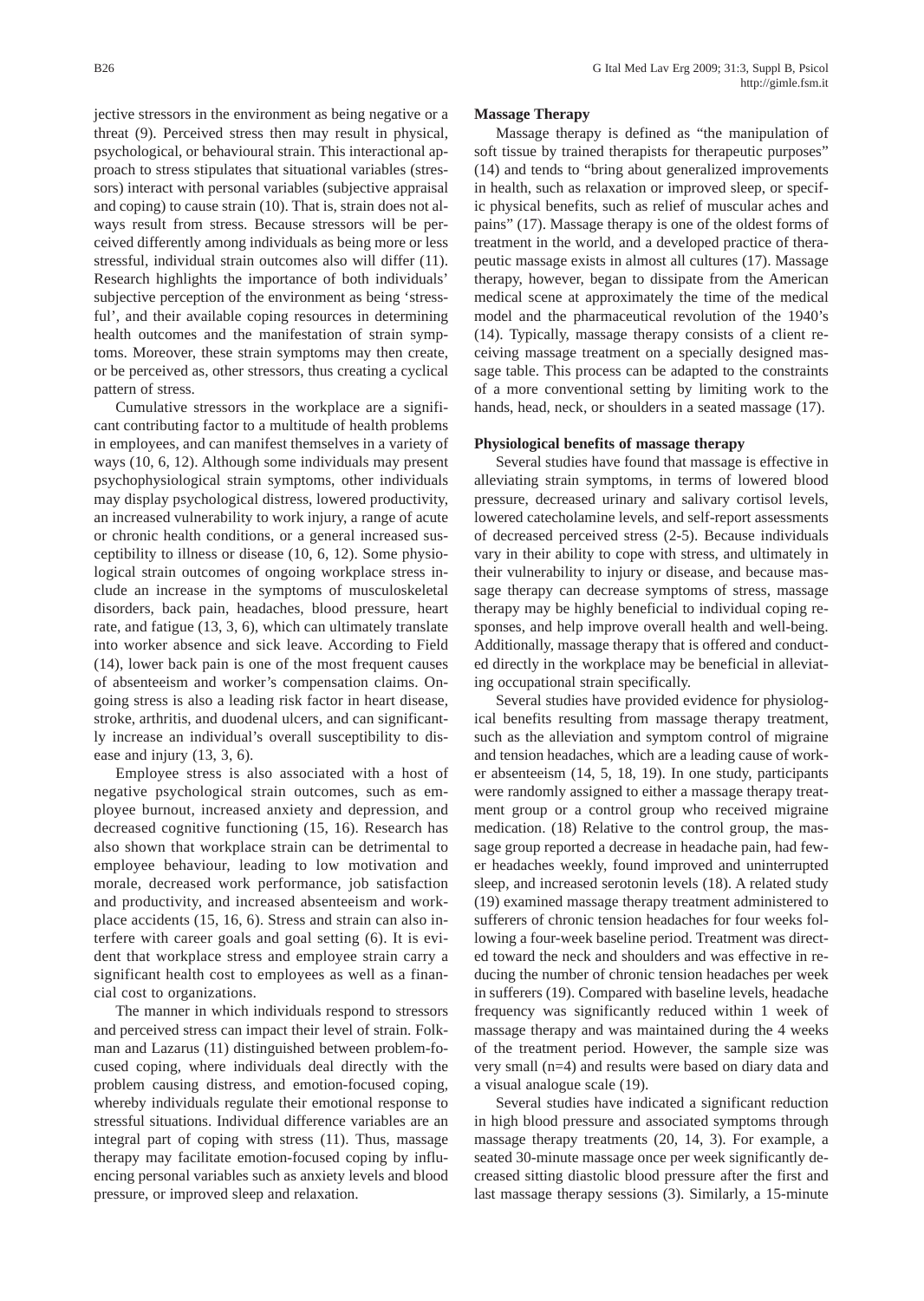jective stressors in the environment as being negative or a threat (9). Perceived stress then may result in physical, psychological, or behavioural strain. This interactional approach to stress stipulates that situational variables (stressors) interact with personal variables (subjective appraisal and coping) to cause strain (10). That is, strain does not always result from stress. Because stressors will be perceived differently among individuals as being more or less stressful, individual strain outcomes also will differ (11). Research highlights the importance of both individuals' subjective perception of the environment as being 'stressful', and their available coping resources in determining health outcomes and the manifestation of strain symptoms. Moreover, these strain symptoms may then create, or be perceived as, other stressors, thus creating a cyclical pattern of stress.

Cumulative stressors in the workplace are a significant contributing factor to a multitude of health problems in employees, and can manifest themselves in a variety of ways (10, 6, 12). Although some individuals may present psychophysiological strain symptoms, other individuals may display psychological distress, lowered productivity, an increased vulnerability to work injury, a range of acute or chronic health conditions, or a general increased susceptibility to illness or disease (10, 6, 12). Some physiological strain outcomes of ongoing workplace stress include an increase in the symptoms of musculoskeletal disorders, back pain, headaches, blood pressure, heart rate, and fatigue (13, 3, 6), which can ultimately translate into worker absence and sick leave. According to Field (14), lower back pain is one of the most frequent causes of absenteeism and worker's compensation claims. Ongoing stress is also a leading risk factor in heart disease, stroke, arthritis, and duodenal ulcers, and can significantly increase an individual's overall susceptibility to disease and injury (13, 3, 6).

Employee stress is also associated with a host of negative psychological strain outcomes, such as employee burnout, increased anxiety and depression, and decreased cognitive functioning (15, 16). Research has also shown that workplace strain can be detrimental to employee behaviour, leading to low motivation and morale, decreased work performance, job satisfaction and productivity, and increased absenteeism and workplace accidents (15, 16, 6). Stress and strain can also interfere with career goals and goal setting (6). It is evident that workplace stress and employee strain carry a significant health cost to employees as well as a financial cost to organizations.

The manner in which individuals respond to stressors and perceived stress can impact their level of strain. Folkman and Lazarus (11) distinguished between problem-focused coping, where individuals deal directly with the problem causing distress, and emotion-focused coping, whereby individuals regulate their emotional response to stressful situations. Individual difference variables are an integral part of coping with stress (11). Thus, massage therapy may facilitate emotion-focused coping by influencing personal variables such as anxiety levels and blood pressure, or improved sleep and relaxation.

**Massage Therapy**

Massage therapy is defined as "the manipulation of soft tissue by trained therapists for therapeutic purposes" (14) and tends to "bring about generalized improvements in health, such as relaxation or improved sleep, or specific physical benefits, such as relief of muscular aches and pains" (17). Massage therapy is one of the oldest forms of treatment in the world, and a developed practice of therapeutic massage exists in almost all cultures (17). Massage therapy, however, began to dissipate from the American medical scene at approximately the time of the medical model and the pharmaceutical revolution of the 1940's (14). Typically, massage therapy consists of a client receiving massage treatment on a specially designed massage table. This process can be adapted to the constraints of a more conventional setting by limiting work to the hands, head, neck, or shoulders in a seated massage (17).

**Physiological benefits of massage therapy**

Several studies have found that massage is effective in alleviating strain symptoms, in terms of lowered blood pressure, decreased urinary and salivary cortisol levels, lowered catecholamine levels, and self-report assessments of decreased perceived stress (2-5). Because individuals vary in their ability to cope with stress, and ultimately in their vulnerability to injury or disease, and because massage therapy can decrease symptoms of stress, massage therapy may be highly beneficial to individual coping responses, and help improve overall health and well-being. Additionally, massage therapy that is offered and conducted directly in the workplace may be beneficial in alleviating occupational strain specifically.

Several studies have provided evidence for physiological benefits resulting from massage therapy treatment, such as the alleviation and symptom control of migraine and tension headaches, which are a leading cause of worker absenteeism (14, 5, 18, 19). In one study, participants were randomly assigned to either a massage therapy treatment group or a control group who received migraine medication. (18) Relative to the control group, the massage group reported a decrease in headache pain, had fewer headaches weekly, found improved and uninterrupted sleep, and increased serotonin levels (18). A related study (19) examined massage therapy treatment administered to sufferers of chronic tension headaches for four weeks following a four-week baseline period. Treatment was directed toward the neck and shoulders and was effective in reducing the number of chronic tension headaches per week in sufferers (19). Compared with baseline levels, headache frequency was significantly reduced within 1 week of massage therapy and was maintained during the 4 weeks of the treatment period. However, the sample size was very small (n=4) and results were based on diary data and a visual analogue scale (19).

Several studies have indicated a significant reduction in high blood pressure and associated symptoms through massage therapy treatments (20, 14, 3). For example, a seated 30-minute massage once per week significantly decreased sitting diastolic blood pressure after the first and last massage therapy sessions (3). Similarly, a 15-minute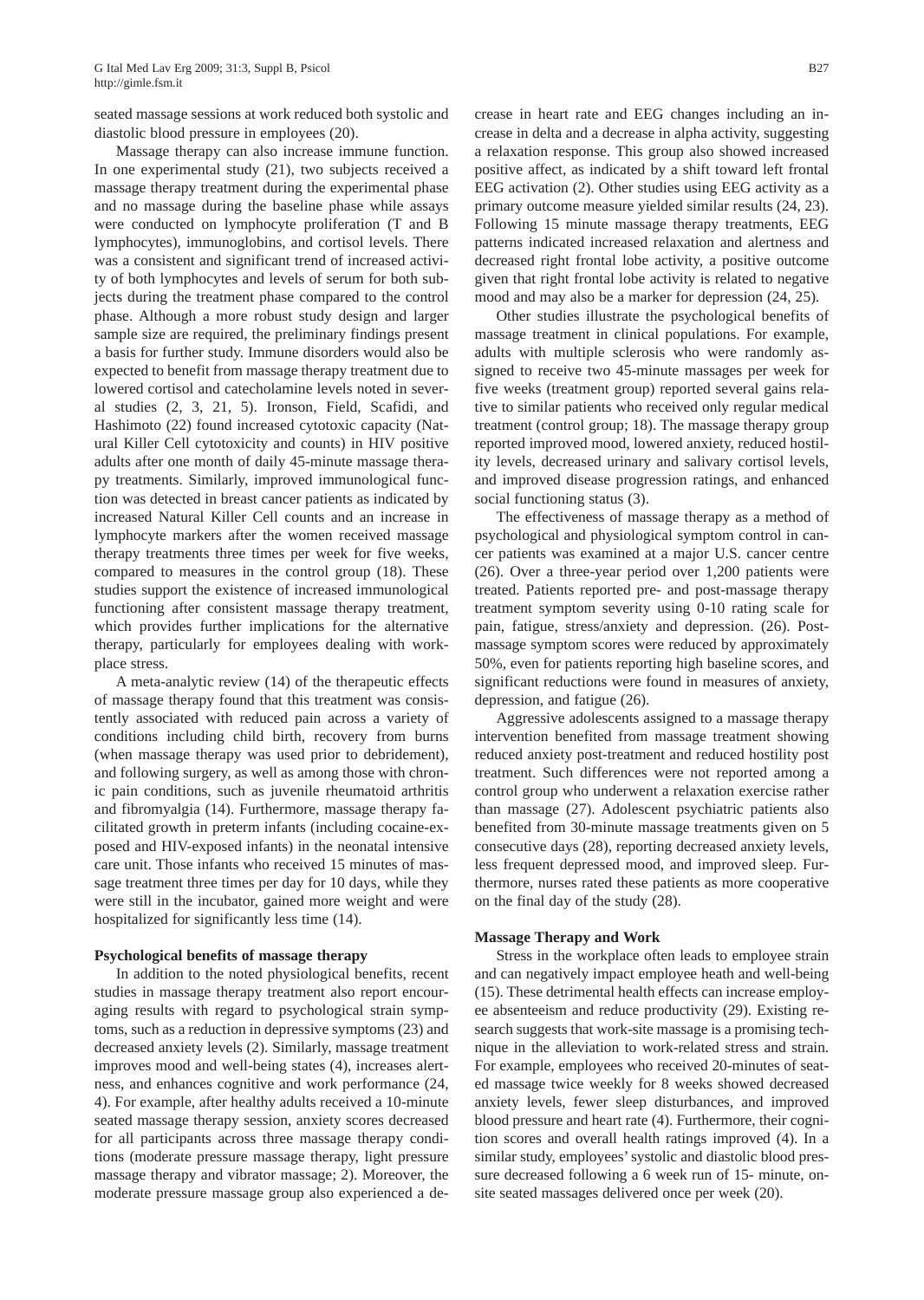seated massage sessions at work reduced both systolic and diastolic blood pressure in employees (20).

Massage therapy can also increase immune function. In one experimental study (21), two subjects received a massage therapy treatment during the experimental phase and no massage during the baseline phase while assays were conducted on lymphocyte proliferation (T and B lymphocytes), immunoglobins, and cortisol levels. There was a consistent and significant trend of increased activity of both lymphocytes and levels of serum for both subjects during the treatment phase compared to the control phase. Although a more robust study design and larger sample size are required, the preliminary findings present a basis for further study. Immune disorders would also be expected to benefit from massage therapy treatment due to lowered cortisol and catecholamine levels noted in several studies (2, 3, 21, 5). Ironson, Field, Scafidi, and Hashimoto (22) found increased cytotoxic capacity (Natural Killer Cell cytotoxicity and counts) in HIV positive adults after one month of daily 45-minute massage therapy treatments. Similarly, improved immunological function was detected in breast cancer patients as indicated by increased Natural Killer Cell counts and an increase in lymphocyte markers after the women received massage therapy treatments three times per week for five weeks, compared to measures in the control group (18). These studies support the existence of increased immunological functioning after consistent massage therapy treatment, which provides further implications for the alternative therapy, particularly for employees dealing with workplace stress.

A meta-analytic review (14) of the therapeutic effects of massage therapy found that this treatment was consistently associated with reduced pain across a variety of conditions including child birth, recovery from burns (when massage therapy was used prior to debridement), and following surgery, as well as among those with chronic pain conditions, such as juvenile rheumatoid arthritis and fibromyalgia (14). Furthermore, massage therapy facilitated growth in preterm infants (including cocaine-exposed and HIV-exposed infants) in the neonatal intensive care unit. Those infants who received 15 minutes of massage treatment three times per day for 10 days, while they were still in the incubator, gained more weight and were hospitalized for significantly less time (14).

**Psychological benefits of massage therapy**

In addition to the noted physiological benefits, recent studies in massage therapy treatment also report encouraging results with regard to psychological strain symptoms, such as a reduction in depressive symptoms (23) and decreased anxiety levels (2). Similarly, massage treatment improves mood and well-being states (4), increases alertness, and enhances cognitive and work performance (24, 4). For example, after healthy adults received a 10-minute seated massage therapy session, anxiety scores decreased for all participants across three massage therapy conditions (moderate pressure massage therapy, light pressure massage therapy and vibrator massage; 2). Moreover, the moderate pressure massage group also experienced a decrease in heart rate and EEG changes including an increase in delta and a decrease in alpha activity, suggesting a relaxation response. This group also showed increased positive affect, as indicated by a shift toward left frontal EEG activation (2). Other studies using EEG activity as a primary outcome measure yielded similar results (24, 23). Following 15 minute massage therapy treatments, EEG patterns indicated increased relaxation and alertness and decreased right frontal lobe activity, a positive outcome given that right frontal lobe activity is related to negative mood and may also be a marker for depression (24, 25).

Other studies illustrate the psychological benefits of massage treatment in clinical populations. For example, adults with multiple sclerosis who were randomly assigned to receive two 45-minute massages per week for five weeks (treatment group) reported several gains relative to similar patients who received only regular medical treatment (control group; 18). The massage therapy group reported improved mood, lowered anxiety, reduced hostility levels, decreased urinary and salivary cortisol levels, and improved disease progression ratings, and enhanced social functioning status (3).

The effectiveness of massage therapy as a method of psychological and physiological symptom control in cancer patients was examined at a major U.S. cancer centre (26). Over a three-year period over 1,200 patients were treated. Patients reported pre- and post-massage therapy treatment symptom severity using 0-10 rating scale for pain, fatigue, stress/anxiety and depression. (26). Post-massage symptom scores were reduced by approximately 50%, even for patients reporting high baseline scores, and significant reductions were found in measures of anxiety, depression, and fatigue (26).

Aggressive adolescents assigned to a massage therapy intervention benefited from massage treatment showing reduced anxiety post-treatment and reduced hostility post treatment. Such differences were not reported among a control group who underwent a relaxation exercise rather than massage (27). Adolescent psychiatric patients also benefited from 30-minute massage treatments given on 5 consecutive days (28), reporting decreased anxiety levels, less frequent depressed mood, and improved sleep. Furthermore, nurses rated these patients as more cooperative on the final day of the study (28).

**Massage Therapy and Work**

Stress in the workplace often leads to employee strain and can negatively impact employee heath and well-being (15). These detrimental health effects can increase employee absenteeism and reduce productivity (29). Existing research suggests that work-site massage is a promising technique in the alleviation to work-related stress and strain. For example, employees who received 20-minutes of seated massage twice weekly for 8 weeks showed decreased anxiety levels, fewer sleep disturbances, and improved blood pressure and heart rate (4). Furthermore, their cognition scores and overall health ratings improved (4). In a similar study, employees' systolic and diastolic blood pressure decreased following a 6 week run of 15- minute, on-site seated massages delivered once per week (20).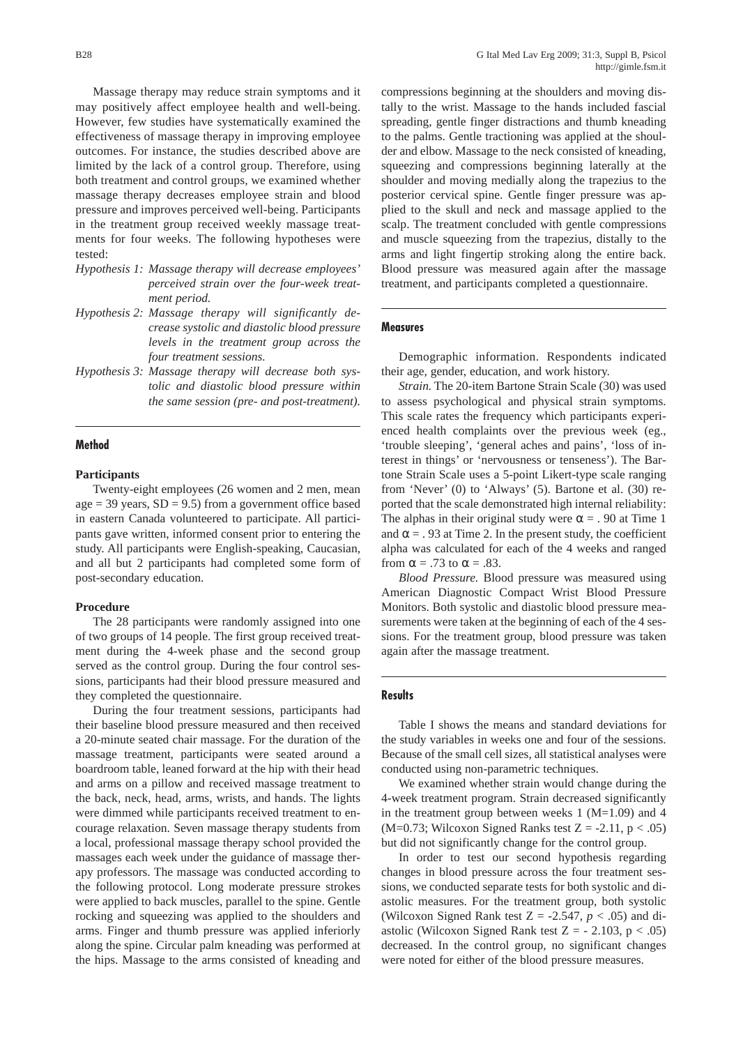Massage therapy may reduce strain symptoms and it may positively affect employee health and well-being. However, few studies have systematically examined the effectiveness of massage therapy in improving employee outcomes. For instance, the studies described above are limited by the lack of a control group. Therefore, using both treatment and control groups, we examined whether massage therapy decreases employee strain and blood pressure and improves perceived well-being. Participants in the treatment group received weekly massage treatments for four weeks. The following hypotheses were tested:

*Hypothesis 1: Massage therapy will decrease employees' perceived strain over the four-week treatment period.*

*Hypothesis 2: Massage therapy will significantly decrease systolic and diastolic blood pressure levels in the treatment group across the four treatment sessions.*

*Hypothesis 3: Massage therapy will decrease both systolic and diastolic blood pressure within the same session (pre- and post-treatment).*

## Method

### Participants

Twenty-eight employees (26 women and 2 men, mean age = 39 years, SD = 9.5) from a government office based in eastern Canada volunteered to participate. All participants gave written, informed consent prior to entering the study. All participants were English-speaking, Caucasian, and all but 2 participants had completed some form of post-secondary education.

### Procedure

The 28 participants were randomly assigned into one of two groups of 14 people. The first group received treatment during the 4-week phase and the second group served as the control group. During the four control sessions, participants had their blood pressure measured and they completed the questionnaire.

During the four treatment sessions, participants had their baseline blood pressure measured and then received a 20-minute seated chair massage. For the duration of the massage treatment, participants were seated around a boardroom table, leaned forward at the hip with their head and arms on a pillow and received massage treatment to the back, neck, head, arms, wrists, and hands. The lights were dimmed while participants received treatment to encourage relaxation. Seven massage therapy students from a local, professional massage therapy school provided the massages each week under the guidance of massage therapy professors. The massage was conducted according to the following protocol. Long moderate pressure strokes were applied to back muscles, parallel to the spine. Gentle rocking and squeezing was applied to the shoulders and arms. Finger and thumb pressure was applied inferiorly along the spine. Circular palm kneading was performed at the hips. Massage to the arms consisted of kneading and compressions beginning at the shoulders and moving distally to the wrist. Massage to the hands included fascial spreading, gentle finger distractions and thumb kneading to the palms. Gentle tractioning was applied at the shoulder and elbow. Massage to the neck consisted of kneading, squeezing and compressions beginning laterally at the shoulder and moving medially along the trapezius to the posterior cervical spine. Gentle finger pressure was applied to the skull and neck and massage applied to the scalp. The treatment concluded with gentle compressions and muscle squeezing from the trapezius, distally to the arms and light fingertip stroking along the entire back. Blood pressure was measured again after the massage treatment, and participants completed a questionnaire.

## Measures

Demographic information. Respondents indicated their age, gender, education, and work history.

*Strain.* The 20-item Bartone Strain Scale (30) was used to assess psychological and physical strain symptoms. This scale rates the frequency which participants experienced health complaints over the previous week (eg., 'trouble sleeping', 'general aches and pains', 'loss of interest in things' or 'nervousness or tenseness'). The Bartone Strain Scale uses a 5-point Likert-type scale ranging from 'Never' (0) to 'Always' (5). Bartone et al. (30) reported that the scale demonstrated high internal reliability: The alphas in their original study were $\alpha = .90$ at Time 1 and $\alpha = .93$ at Time 2. In the present study, the coefficient alpha was calculated for each of the 4 weeks and ranged from $\alpha = .73$ to $\alpha = .83$.

*Blood Pressure.* Blood pressure was measured using American Diagnostic Compact Wrist Blood Pressure Monitors. Both systolic and diastolic blood pressure measurements were taken at the beginning of each of the 4 sessions. For the treatment group, blood pressure was taken again after the massage treatment.

## Results

Table I shows the means and standard deviations for the study variables in weeks one and four of the sessions. Because of the small cell sizes, all statistical analyses were conducted using non-parametric techniques.

We examined whether strain would change during the 4-week treatment program. Strain decreased significantly in the treatment group between weeks 1 (M=1.09) and 4 (M=0.73; Wilcoxon Signed Ranks test $Z = -2.11$, $p < .05$) but did not significantly change for the control group.

In order to test our second hypothesis regarding changes in blood pressure across the four treatment sessions, we conducted separate tests for both systolic and diastolic measures. For the treatment group, both systolic (Wilcoxon Signed Rank test $Z = -2.547$, $p < .05$) and diastolic (Wilcoxon Signed Rank test $Z = -2.103$, $p < .05$) decreased. In the control group, no significant changes were noted for either of the blood pressure measures.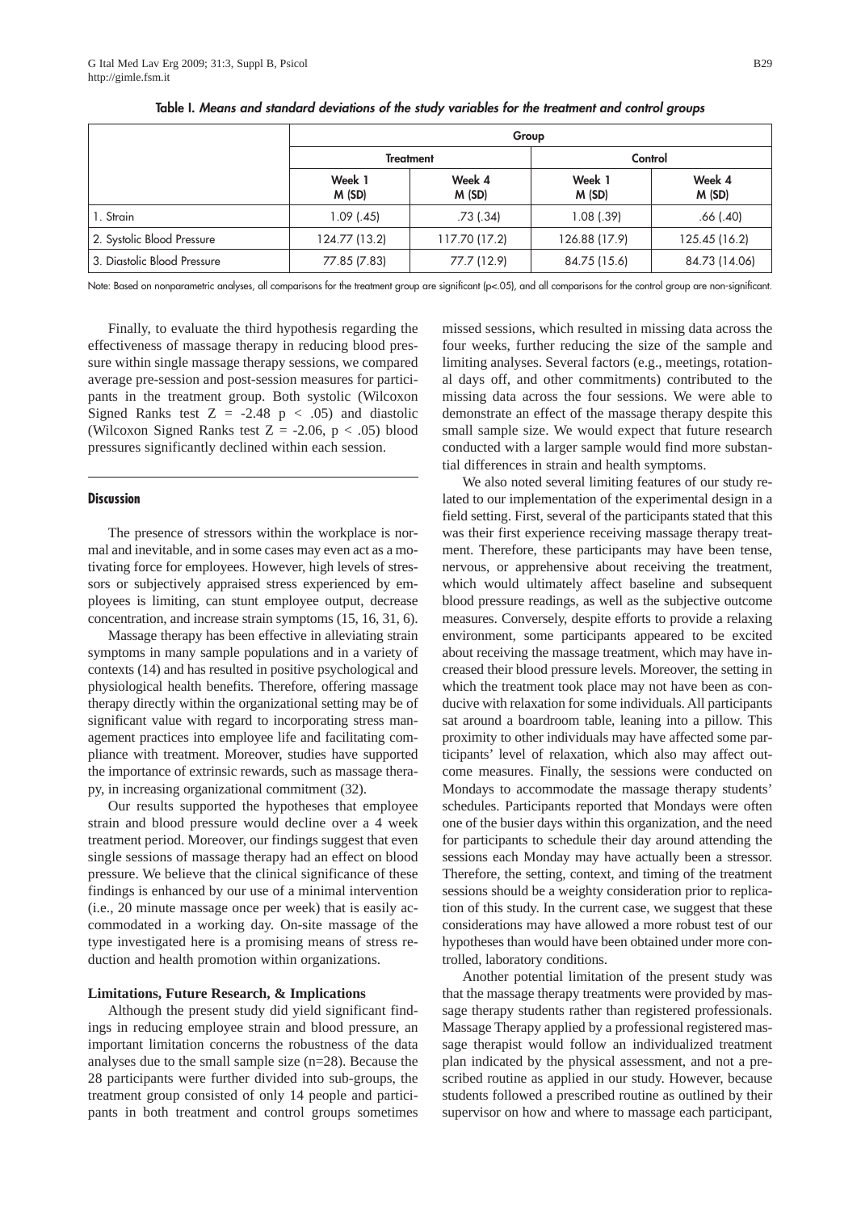**Table I.** *Means and standard deviations of the study variables for the treatment and control groups*

| | Group | | | |
|---|---|---|---|---|
| | Treatment | | Control | |
| | Week 1 M (SD) | Week 4 M (SD) | Week 1 M (SD) | Week 4 M (SD) |
| 1. Strain | 1.09 (.45) | .73 (.34) | 1.08 (.39) | .66 (.40) |
| 2. Systolic Blood Pressure | 124.77 (13.2) | 117.70 (17.2) | 126.88 (17.9) | 125.45 (16.2) |
| 3. Diastolic Blood Pressure | 77.85 (7.83) | 77.7 (12.9) | 84.75 (15.6) | 84.73 (14.06) |

Note: Based on nonparametric analyses, all comparisons for the treatment group are significant ($p<.05$), and all comparisons for the control group are non-significant.

Finally, to evaluate the third hypothesis regarding the effectiveness of massage therapy in reducing blood pressure within single massage therapy sessions, we compared average pre-session and post-session measures for participants in the treatment group. Both systolic (Wilcoxon Signed Ranks test $Z = -2.48$ $p < .05$) and diastolic (Wilcoxon Signed Ranks test $Z = -2.06$, $p < .05$) blood pressures significantly declined within each session.

## Discussion

The presence of stressors within the workplace is normal and inevitable, and in some cases may even act as a motivating force for employees. However, high levels of stressors or subjectively appraised stress experienced by employees is limiting, can stunt employee output, decrease concentration, and increase strain symptoms (15, 16, 31, 6).

Massage therapy has been effective in alleviating strain symptoms in many sample populations and in a variety of contexts (14) and has resulted in positive psychological and physiological health benefits. Therefore, offering massage therapy directly within the organizational setting may be of significant value with regard to incorporating stress management practices into employee life and facilitating compliance with treatment. Moreover, studies have supported the importance of extrinsic rewards, such as massage therapy, in increasing organizational commitment (32).

Our results supported the hypotheses that employee strain and blood pressure would decline over a 4 week treatment period. Moreover, our findings suggest that even single sessions of massage therapy had an effect on blood pressure. We believe that the clinical significance of these findings is enhanced by our use of a minimal intervention (i.e., 20 minute massage once per week) that is easily accommodated in a working day. On-site massage of the type investigated here is a promising means of stress reduction and health promotion within organizations.

### Limitations, Future Research, & Implications

Although the present study did yield significant findings in reducing employee strain and blood pressure, an important limitation concerns the robustness of the data analyses due to the small sample size (n=28). Because the 28 participants were further divided into sub-groups, the treatment group consisted of only 14 people and participants in both treatment and control groups sometimes missed sessions, which resulted in missing data across the four weeks, further reducing the size of the sample and limiting analyses. Several factors (e.g., meetings, rotational days off, and other commitments) contributed to the missing data across the four sessions. We were able to demonstrate an effect of the massage therapy despite this small sample size. We would expect that future research conducted with a larger sample would find more substantial differences in strain and health symptoms.

We also noted several limiting features of our study related to our implementation of the experimental design in a field setting. First, several of the participants stated that this was their first experience receiving massage therapy treatment. Therefore, these participants may have been tense, nervous, or apprehensive about receiving the treatment, which would ultimately affect baseline and subsequent blood pressure readings, as well as the subjective outcome measures. Conversely, despite efforts to provide a relaxing environment, some participants appeared to be excited about receiving the massage treatment, which may have increased their blood pressure levels. Moreover, the setting in which the treatment took place may not have been as conducive with relaxation for some individuals. All participants sat around a boardroom table, leaning into a pillow. This proximity to other individuals may have affected some participants' level of relaxation, which also may affect outcome measures. Finally, the sessions were conducted on Mondays to accommodate the massage therapy students' schedules. Participants reported that Mondays were often one of the busier days within this organization, and the need for participants to schedule their day around attending the sessions each Monday may have actually been a stressor. Therefore, the setting, context, and timing of the treatment sessions should be a weighty consideration prior to replication of this study. In the current case, we suggest that these considerations may have allowed a more robust test of our hypotheses than would have been obtained under more controlled, laboratory conditions.

Another potential limitation of the present study was that the massage therapy treatments were provided by massage therapy students rather than registered professionals. Massage Therapy applied by a professional registered massage therapist would follow an individualized treatment plan indicated by the physical assessment, and not a prescribed routine as applied in our study. However, because students followed a prescribed routine as outlined by their supervisor on how and where to massage each participant,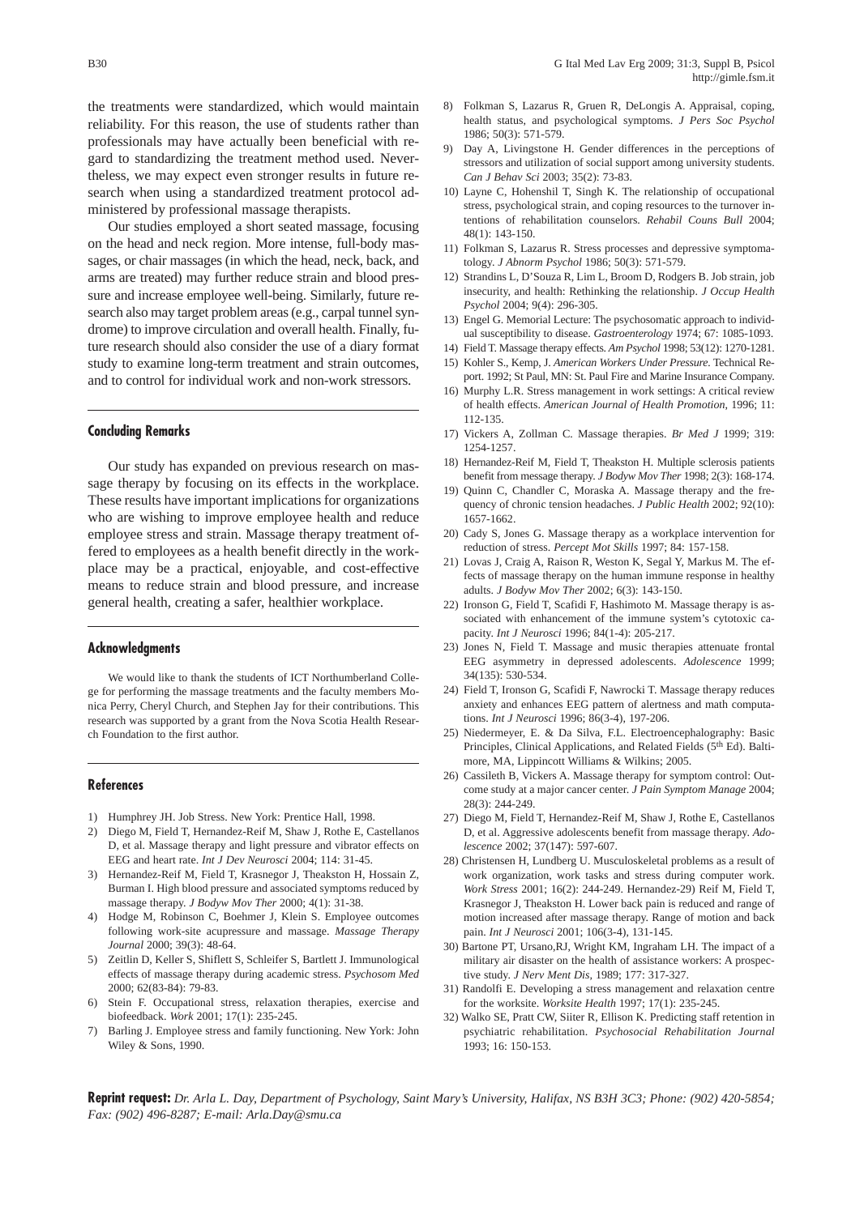the treatments were standardized, which would maintain reliability. For this reason, the use of students rather than professionals may have actually been beneficial with regard to standardizing the treatment method used. Nevertheless, we may expect even stronger results in future research when using a standardized treatment protocol administered by professional massage therapists.

Our studies employed a short seated massage, focusing on the head and neck region. More intense, full-body massages, or chair massages (in which the head, neck, back, and arms are treated) may further reduce strain and blood pressure and increase employee well-being. Similarly, future research also may target problem areas (e.g., carpal tunnel syndrome) to improve circulation and overall health. Finally, future research should also consider the use of a diary format study to examine long-term treatment and strain outcomes, and to control for individual work and non-work stressors.

## Concluding Remarks

Our study has expanded on previous research on massage therapy by focusing on its effects in the workplace. These results have important implications for organizations who are wishing to improve employee health and reduce employee stress and strain. Massage therapy treatment offered to employees as a health benefit directly in the workplace may be a practical, enjoyable, and cost-effective means to reduce strain and blood pressure, and increase general health, creating a safer, healthier workplace.

## Acknowledgments

We would like to thank the students of ICT Northumberland College for performing the massage treatments and the faculty members Monica Perry, Cheryl Church, and Stephen Jay for their contributions. This research was supported by a grant from the Nova Scotia Health Research Foundation to the first author.

## References

1) Humphrey JH. Job Stress. New York: Prentice Hall, 1998.
2) Diego M, Field T, Hernandez-Reif M, Shaw J, Rothe E, Castellanos D, et al. Massage therapy and light pressure and vibrator effects on EEG and heart rate. *Int J Dev Neurosci* 2004; 114: 31-45.
3) Hernandez-Reif M, Field T, Krasnegor J, Theakston H, Hossain Z, Burman I. High blood pressure and associated symptoms reduced by massage therapy. *J Bodyw Mov Ther* 2000; 4(1): 31-38.
4) Hodge M, Robinson C, Boehmer J, Klein S. Employee outcomes following work-site acupressure and massage. *Massage Therapy Journal* 2000; 39(3): 48-64.
5) Zeitlin D, Keller S, Shiflett S, Schleifer S, Bartlett J. Immunological effects of massage therapy during academic stress. *Psychosom Med* 2000; 62(83-84): 79-83.
6) Stein F. Occupational stress, relaxation therapies, exercise and biofeedback. *Work* 2001; 17(1): 235-245.
7) Barling J. Employee stress and family functioning. New York: John Wiley & Sons, 1990.
8) Folkman S, Lazarus R, Gruen R, DeLongis A. Appraisal, coping, health status, and psychological symptoms. *J Pers Soc Psychol* 1986; 50(3): 571-579.
9) Day A, Livingstone H. Gender differences in the perceptions of stressors and utilization of social support among university students. *Can J Behav Sci* 2003; 35(2): 73-83.
10) Layne C, Hohenshil T, Singh K. The relationship of occupational stress, psychological strain, and coping resources to the turnover intentions of rehabilitation counselors. *Rehabil Couns Bull* 2004; 48(1): 143-150.
11) Folkman S, Lazarus R. Stress processes and depressive symptomatology. *J Abnorm Psychol* 1986; 50(3): 571-579.
12) Strandins L, D'Souza R, Lim L, Broom D, Rodgers B. Job strain, job insecurity, and health: Rethinking the relationship. *J Occup Health Psychol* 2004; 9(4): 296-305.
13) Engel G. Memorial Lecture: The psychosomatic approach to individual susceptibility to disease. *Gastroenterology* 1974; 67: 1085-1093.
14) Field T. Massage therapy effects. *Am Psychol* 1998; 53(12): 1270-1281.
15) Kohler S., Kemp, J. *American Workers Under Pressure.* Technical Report. 1992; St Paul, MN: St. Paul Fire and Marine Insurance Company.
16) Murphy L.R. Stress management in work settings: A critical review of health effects. *American Journal of Health Promotion*, 1996; 11: 112-135.
17) Vickers A, Zollman C. Massage therapies. *Br Med J* 1999; 319: 1254-1257.
18) Hernandez-Reif M, Field T, Theakston H. Multiple sclerosis patients benefit from message therapy. *J Bodyw Mov Ther* 1998; 2(3): 168-174.
19) Quinn C, Chandler C, Moraska A. Massage therapy and the frequency of chronic tension headaches. *J Public Health* 2002; 92(10): 1657-1662.
20) Cady S, Jones G. Massage therapy as a workplace intervention for reduction of stress. *Percept Mot Skills* 1997; 84: 157-158.
21) Lovas J, Craig A, Raison R, Weston K, Segal Y, Markus M. The effects of massage therapy on the human immune response in healthy adults. *J Bodyw Mov Ther* 2002; 6(3): 143-150.
22) Ironson G, Field T, Scafidi F, Hashimoto M. Massage therapy is associated with enhancement of the immune system's cytotoxic capacity. *Int J Neurosci* 1996; 84(1-4): 205-217.
23) Jones N, Field T. Massage and music therapies attenuate frontal EEG asymmetry in depressed adolescents. *Adolescence* 1999; 34(135): 530-534.
24) Field T, Ironson G, Scafidi F, Nawrocki T. Massage therapy reduces anxiety and enhances EEG pattern of alertness and math computations. *Int J Neurosci* 1996; 86(3-4), 197-206.
25) Niedermeyer, E. & Da Silva, F.L. Electroencephalography: Basic Principles, Clinical Applications, and Related Fields (5th Ed). Baltimore, MA, Lippincott Williams & Wilkins; 2005.
26) Cassileth B, Vickers A. Massage therapy for symptom control: Outcome study at a major cancer center. *J Pain Symptom Manage* 2004; 28(3): 244-249.
27) Diego M, Field T, Hernandez-Reif M, Shaw J, Rothe E, Castellanos D, et al. Aggressive adolescents benefit from massage therapy. *Adolescence* 2002; 37(147): 597-607.
28) Christensen H, Lundberg U. Musculoskeletal problems as a result of work organization, work tasks and stress during computer work. *Work Stress* 2001; 16(2): 244-249. Hernandez-29) Reif M, Field T, Krasnegor J, Theakston H. Lower back pain is reduced and range of motion increased after massage therapy. Range of motion and back pain. *Int J Neurosci* 2001; 106(3-4), 131-145.
30) Bartone PT, Ursano,RJ, Wright KM, Ingraham LH. The impact of a military air disaster on the health of assistance workers: A prospective study. *J Nerv Ment Dis*, 1989; 177: 317-327.
31) Randolfi E. Developing a stress management and relaxation centre for the worksite. *Worksite Health* 1997; 17(1): 235-245.
32) Walko SE, Pratt CW, Siiter R, Ellison K. Predicting staff retention in psychiatric rehabilitation. *Psychosocial Rehabilitation Journal* 1993; 16: 150-153.

**Reprint request:** *Dr. Arla L. Day, Department of Psychology, Saint Mary's University, Halifax, NS B3H 3C3; Phone: (902) 420-5854; Fax: (902) 496-8287; E-mail: Arla.Day@smu.ca*